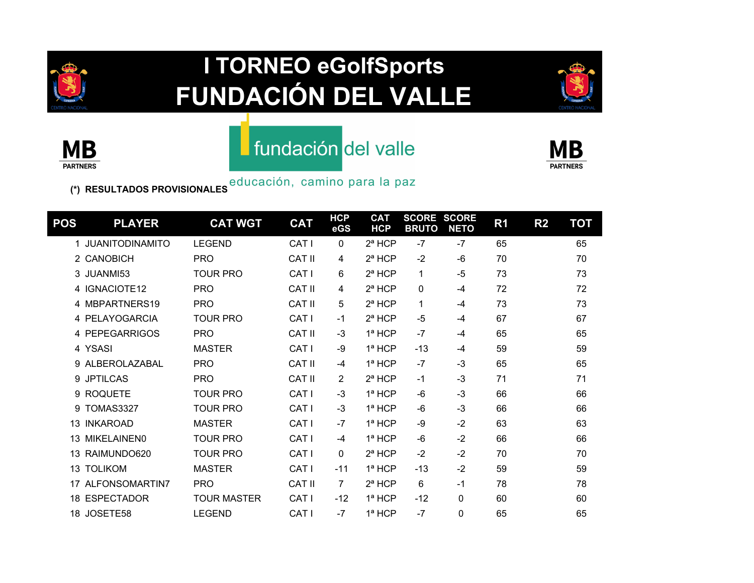# I TORNEO eGolfSports
# FUNDACIÓN DEL VALLE

MB PARTNERS

fundación del valle

educación, camino para la paz

MB PARTNERS

**(*) RESULTADOS PROVISIONALES**

| POS | PLAYER | CAT WGT | CAT | HCP eGS | CAT HCP | SCORE BRUTO | SCORE NETO | R1 | R2 | TOT |
|---|---|---|---|---|---|---|---|---|---|---|
| 1 | JUANITODINAMITO | LEGEND | CAT I | 0 | 2ª HCP | -7 | -7 | 65 | | 65 |
| 2 | CANOBICH | PRO | CAT II | 4 | 2ª HCP | -2 | -6 | 70 | | 70 |
| 3 | JUANMI53 | TOUR PRO | CAT I | 6 | 2ª HCP | 1 | -5 | 73 | | 73 |
| 4 | IGNACIOTE12 | PRO | CAT II | 4 | 2ª HCP | 0 | -4 | 72 | | 72 |
| 4 | MBPARTNERS19 | PRO | CAT II | 5 | 2ª HCP | 1 | -4 | 73 | | 73 |
| 4 | PELAYOGARCIA | TOUR PRO | CAT I | -1 | 2ª HCP | -5 | -4 | 67 | | 67 |
| 4 | PEPEGARRIGOS | PRO | CAT II | -3 | 1ª HCP | -7 | -4 | 65 | | 65 |
| 4 | YSASI | MASTER | CAT I | -9 | 1ª HCP | -13 | -4 | 59 | | 59 |
| 9 | ALBEROLAZABAL | PRO | CAT II | -4 | 1ª HCP | -7 | -3 | 65 | | 65 |
| 9 | JPTILCAS | PRO | CAT II | 2 | 2ª HCP | -1 | -3 | 71 | | 71 |
| 9 | ROQUETE | TOUR PRO | CAT I | -3 | 1ª HCP | -6 | -3 | 66 | | 66 |
| 9 | TOMAS3327 | TOUR PRO | CAT I | -3 | 1ª HCP | -6 | -3 | 66 | | 66 |
| 13 | INKAROAD | MASTER | CAT I | -7 | 1ª HCP | -9 | -2 | 63 | | 63 |
| 13 | MIKELAINEN0 | TOUR PRO | CAT I | -4 | 1ª HCP | -6 | -2 | 66 | | 66 |
| 13 | RAIMUNDO620 | TOUR PRO | CAT I | 0 | 2ª HCP | -2 | -2 | 70 | | 70 |
| 13 | TOLIKOM | MASTER | CAT I | -11 | 1ª HCP | -13 | -2 | 59 | | 59 |
| 17 | ALFONSOMARTIN7 | PRO | CAT II | 7 | 2ª HCP | 6 | -1 | 78 | | 78 |
| 18 | ESPECTADOR | TOUR MASTER | CAT I | -12 | 1ª HCP | -12 | 0 | 60 | | 60 |
| 18 | JOSETE58 | LEGEND | CAT I | -7 | 1ª HCP | -7 | 0 | 65 | | 65 |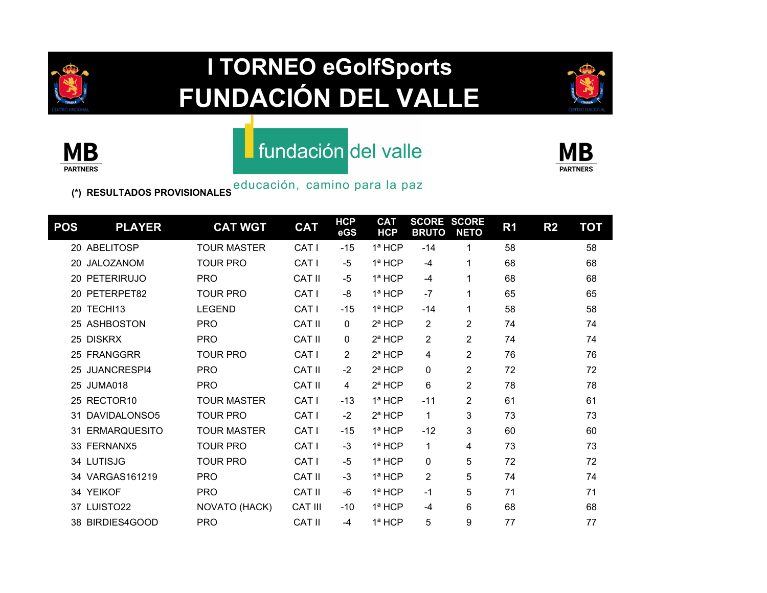# I TORNEO eGolfSports
# FUNDACIÓN DEL VALLE

MB PARTNERS

fundación del valle

educación, camino para la paz

MB PARTNERS

**(*) RESULTADOS PROVISIONALES**

| POS | PLAYER | CAT WGT | CAT | HCP eGS | CAT HCP | SCORE BRUTO | SCORE NETO | R1 | R2 | TOT |
|---|---|---|---|---|---|---|---|---|---|---|
| 20 | ABELITOSP | TOUR MASTER | CAT I | -15 | 1ª HCP | -14 | 1 | 58 | | 58 |
| 20 | JALOZANOM | TOUR PRO | CAT I | -5 | 1ª HCP | -4 | 1 | 68 | | 68 |
| 20 | PETERIRUJO | PRO | CAT II | -5 | 1ª HCP | -4 | 1 | 68 | | 68 |
| 20 | PETERPET82 | TOUR PRO | CAT I | -8 | 1ª HCP | -7 | 1 | 65 | | 65 |
| 20 | TECHI13 | LEGEND | CAT I | -15 | 1ª HCP | -14 | 1 | 58 | | 58 |
| 25 | ASHBOSTON | PRO | CAT II | 0 | 2ª HCP | 2 | 2 | 74 | | 74 |
| 25 | DISKRX | PRO | CAT II | 0 | 2ª HCP | 2 | 2 | 74 | | 74 |
| 25 | FRANGGRR | TOUR PRO | CAT I | 2 | 2ª HCP | 4 | 2 | 76 | | 76 |
| 25 | JUANCRESPI4 | PRO | CAT II | -2 | 2ª HCP | 0 | 2 | 72 | | 72 |
| 25 | JUMA018 | PRO | CAT II | 4 | 2ª HCP | 6 | 2 | 78 | | 78 |
| 25 | RECTOR10 | TOUR MASTER | CAT I | -13 | 1ª HCP | -11 | 2 | 61 | | 61 |
| 31 | DAVIDALONSO5 | TOUR PRO | CAT I | -2 | 2ª HCP | 1 | 3 | 73 | | 73 |
| 31 | ERMARQUESITO | TOUR MASTER | CAT I | -15 | 1ª HCP | -12 | 3 | 60 | | 60 |
| 33 | FERNANX5 | TOUR PRO | CAT I | -3 | 1ª HCP | 1 | 4 | 73 | | 73 |
| 34 | LUTISJG | TOUR PRO | CAT I | -5 | 1ª HCP | 0 | 5 | 72 | | 72 |
| 34 | VARGAS161219 | PRO | CAT II | -3 | 1ª HCP | 2 | 5 | 74 | | 74 |
| 34 | YEIKOF | PRO | CAT II | -6 | 1ª HCP | -1 | 5 | 71 | | 71 |
| 37 | LUISTO22 | NOVATO (HACK) | CAT III | -10 | 1ª HCP | -4 | 6 | 68 | | 68 |
| 38 | BIRDIES4GOOD | PRO | CAT II | -4 | 1ª HCP | 5 | 9 | 77 | | 77 |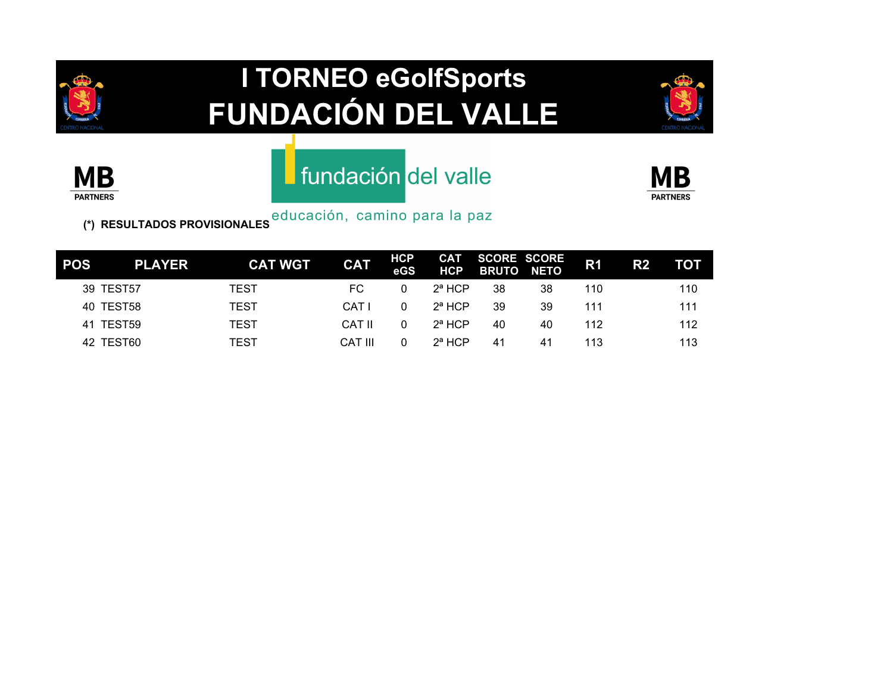# I TORNEO eGolfSports
# FUNDACIÓN DEL VALLE

MB PARTNERS

fundación del valle

educación, camino para la paz

MB PARTNERS

**(*) RESULTADOS PROVISIONALES**

| POS | PLAYER | CAT WGT | CAT | HCP eGS | CAT HCP | SCORE BRUTO | SCORE NETO | R1 | R2 | TOT |
|---|---|---|---|---|---|---|---|---|---|---|
| 39 | TEST57 | TEST | FC | 0 | 2ª HCP | 38 | 38 | 110 | | 110 |
| 40 | TEST58 | TEST | CAT I | 0 | 2ª HCP | 39 | 39 | 111 | | 111 |
| 41 | TEST59 | TEST | CAT II | 0 | 2ª HCP | 40 | 40 | 112 | | 112 |
| 42 | TEST60 | TEST | CAT III | 0 | 2ª HCP | 41 | 41 | 113 | | 113 |